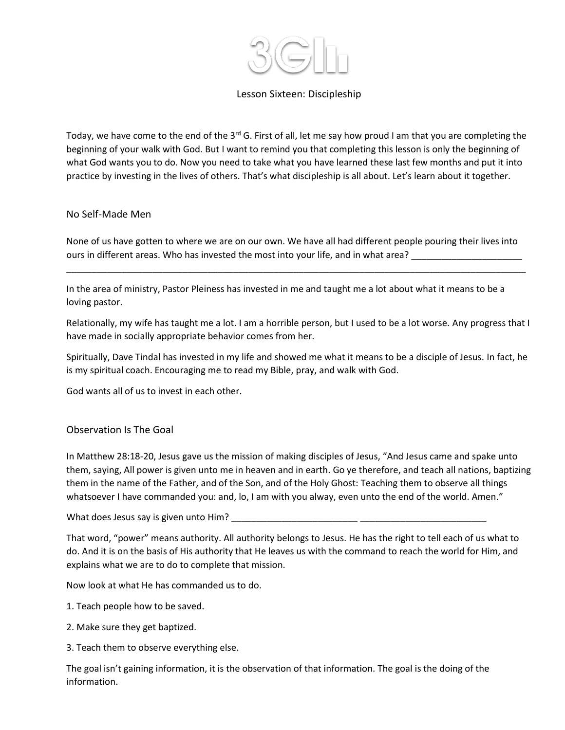# 3G

## Lesson Sixteen: Discipleship

Today, we have come to the end of the 3rd G. First of all, let me say how proud I am that you are completing the beginning of your walk with God. But I want to remind you that completing this lesson is only the beginning of what God wants you to do. Now you need to take what you have learned these last few months and put it into practice by investing in the lives of others. That's what discipleship is all about. Let's learn about it together.

### No Self-Made Men

None of us have gotten to where we are on our own. We have all had different people pouring their lives into ours in different areas. Who has invested the most into your life, and in what area? ______________________ ____________________________________________________________________________________________

In the area of ministry, Pastor Pleiness has invested in me and taught me a lot about what it means to be a loving pastor.

Relationally, my wife has taught me a lot. I am a horrible person, but I used to be a lot worse. Any progress that I have made in socially appropriate behavior comes from her.

Spiritually, Dave Tindal has invested in my life and showed me what it means to be a disciple of Jesus. In fact, he is my spiritual coach. Encouraging me to read my Bible, pray, and walk with God.

God wants all of us to invest in each other.

### Observation Is The Goal

In Matthew 28:18-20, Jesus gave us the mission of making disciples of Jesus, "And Jesus came and spake unto them, saying, All power is given unto me in heaven and in earth. Go ye therefore, and teach all nations, baptizing them in the name of the Father, and of the Son, and of the Holy Ghost: Teaching them to observe all things whatsoever I have commanded you: and, lo, I am with you alway, even unto the end of the world. Amen."

What does Jesus say is given unto Him? _________________________ _________________________

That word, "power" means authority. All authority belongs to Jesus. He has the right to tell each of us what to do. And it is on the basis of His authority that He leaves us with the command to reach the world for Him, and explains what we are to do to complete that mission.

Now look at what He has commanded us to do.

1. Teach people how to be saved.

2. Make sure they get baptized.

3. Teach them to observe everything else.

The goal isn't gaining information, it is the observation of that information. The goal is the doing of the information.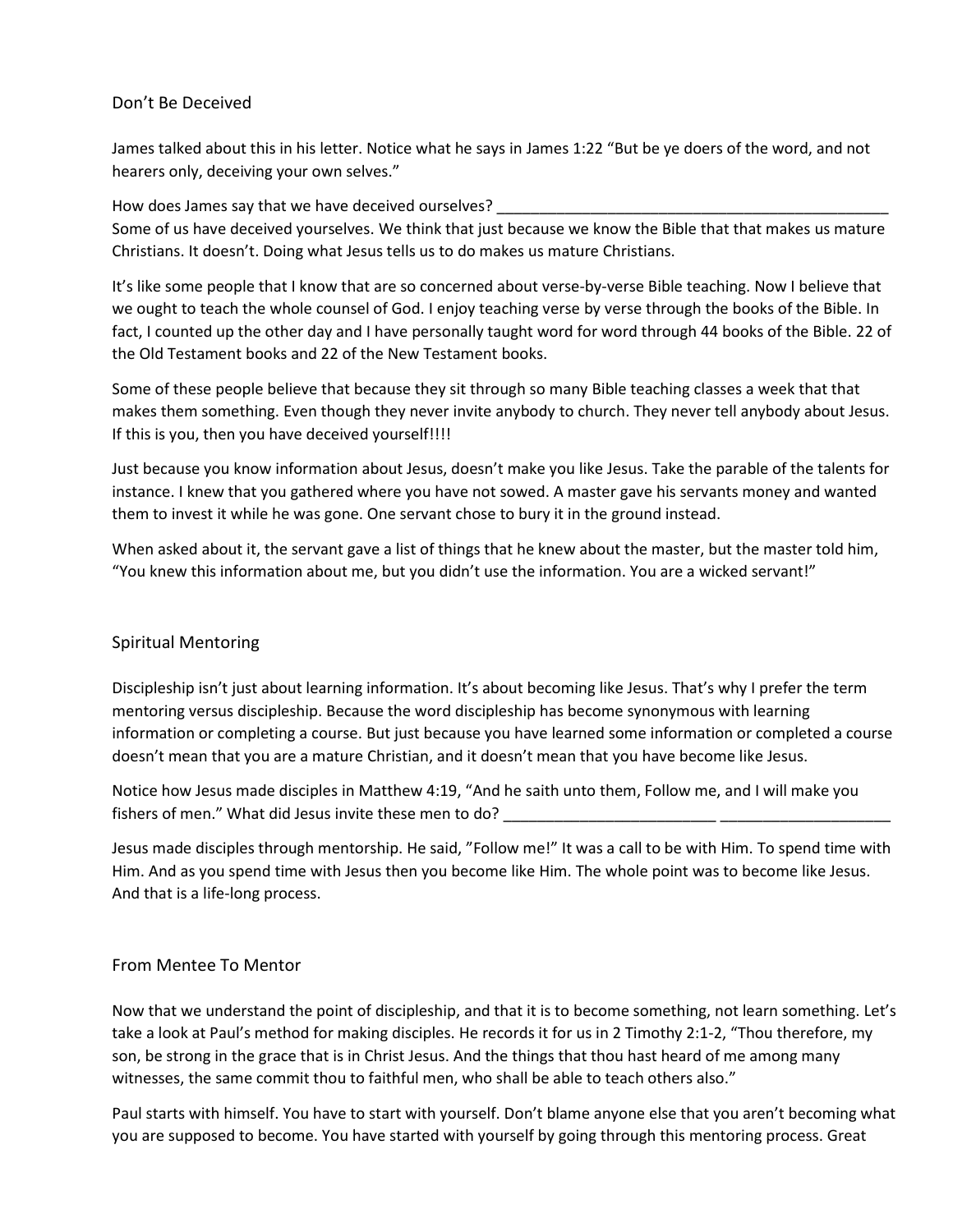## Don't Be Deceived

James talked about this in his letter. Notice what he says in James 1:22 "But be ye doers of the word, and not hearers only, deceiving your own selves."

How does James say that we have deceived ourselves? ________________________________________________

Some of us have deceived yourselves. We think that just because we know the Bible that that makes us mature Christians. It doesn't. Doing what Jesus tells us to do makes us mature Christians.

It's like some people that I know that are so concerned about verse-by-verse Bible teaching. Now I believe that we ought to teach the whole counsel of God. I enjoy teaching verse by verse through the books of the Bible. In fact, I counted up the other day and I have personally taught word for word through 44 books of the Bible. 22 of the Old Testament books and 22 of the New Testament books.

Some of these people believe that because they sit through so many Bible teaching classes a week that that makes them something. Even though they never invite anybody to church. They never tell anybody about Jesus. If this is you, then you have deceived yourself!!!!

Just because you know information about Jesus, doesn't make you like Jesus. Take the parable of the talents for instance. I knew that you gathered where you have not sowed. A master gave his servants money and wanted them to invest it while he was gone. One servant chose to bury it in the ground instead.

When asked about it, the servant gave a list of things that he knew about the master, but the master told him, "You knew this information about me, but you didn't use the information. You are a wicked servant!"

## Spiritual Mentoring

Discipleship isn't just about learning information. It's about becoming like Jesus. That's why I prefer the term mentoring versus discipleship. Because the word discipleship has become synonymous with learning information or completing a course. But just because you have learned some information or completed a course doesn't mean that you are a mature Christian, and it doesn't mean that you have become like Jesus.

Notice how Jesus made disciples in Matthew 4:19, "And he saith unto them, Follow me, and I will make you fishers of men." What did Jesus invite these men to do? _________________________ ____________________

Jesus made disciples through mentorship. He said, "Follow me!" It was a call to be with Him. To spend time with Him. And as you spend time with Jesus then you become like Him. The whole point was to become like Jesus. And that is a life-long process.

## From Mentee To Mentor

Now that we understand the point of discipleship, and that it is to become something, not learn something. Let's take a look at Paul's method for making disciples. He records it for us in 2 Timothy 2:1-2, "Thou therefore, my son, be strong in the grace that is in Christ Jesus. And the things that thou hast heard of me among many witnesses, the same commit thou to faithful men, who shall be able to teach others also."

Paul starts with himself. You have to start with yourself. Don't blame anyone else that you aren't becoming what you are supposed to become. You have started with yourself by going through this mentoring process. Great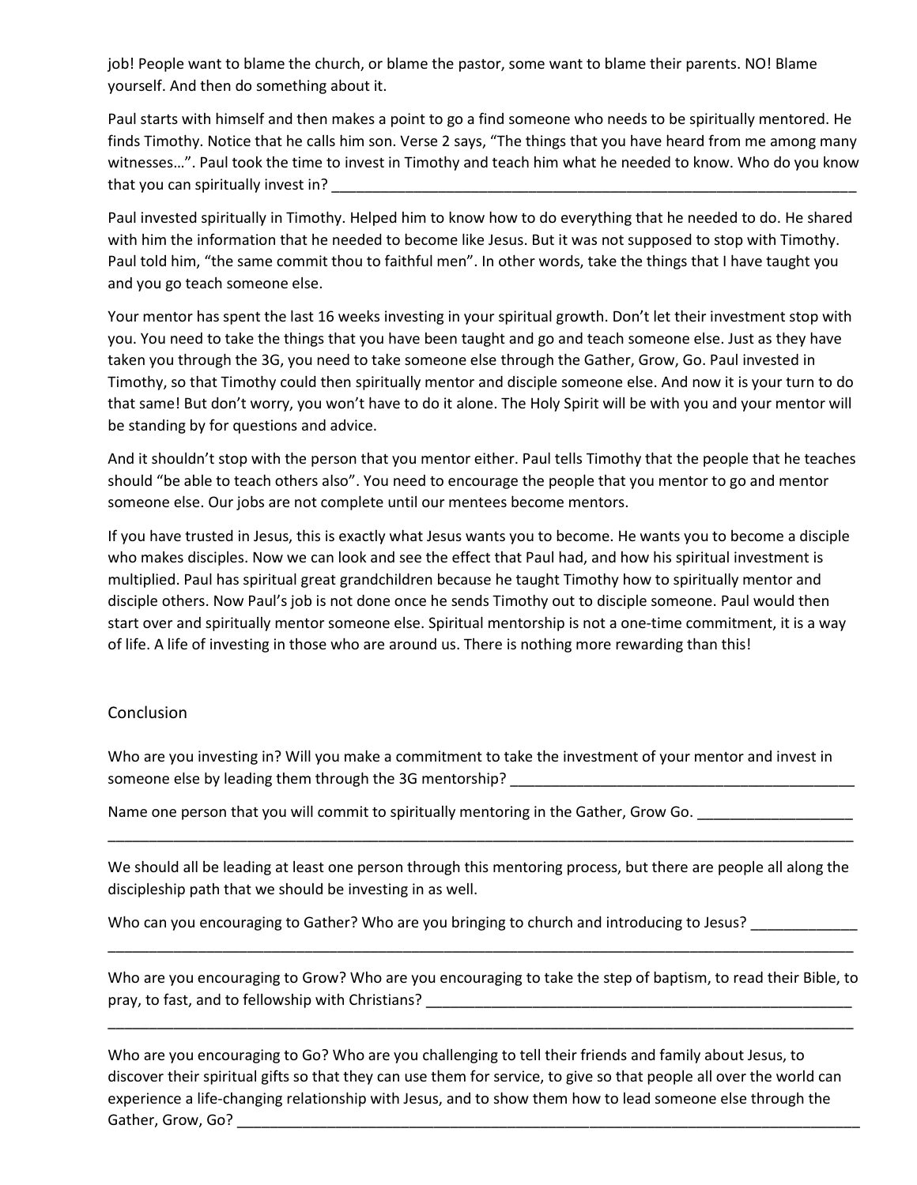job! People want to blame the church, or blame the pastor, some want to blame their parents. NO! Blame yourself. And then do something about it.

Paul starts with himself and then makes a point to go a find someone who needs to be spiritually mentored. He finds Timothy. Notice that he calls him son. Verse 2 says, "The things that you have heard from me among many witnesses…". Paul took the time to invest in Timothy and teach him what he needed to know. Who do you know that you can spiritually invest in? ____________________________________________________________________

Paul invested spiritually in Timothy. Helped him to know how to do everything that he needed to do. He shared with him the information that he needed to become like Jesus. But it was not supposed to stop with Timothy. Paul told him, "the same commit thou to faithful men". In other words, take the things that I have taught you and you go teach someone else.

Your mentor has spent the last 16 weeks investing in your spiritual growth. Don't let their investment stop with you. You need to take the things that you have been taught and go and teach someone else. Just as they have taken you through the 3G, you need to take someone else through the Gather, Grow, Go. Paul invested in Timothy, so that Timothy could then spiritually mentor and disciple someone else. And now it is your turn to do that same! But don't worry, you won't have to do it alone. The Holy Spirit will be with you and your mentor will be standing by for questions and advice.

And it shouldn't stop with the person that you mentor either. Paul tells Timothy that the people that he teaches should "be able to teach others also". You need to encourage the people that you mentor to go and mentor someone else. Our jobs are not complete until our mentees become mentors.

If you have trusted in Jesus, this is exactly what Jesus wants you to become. He wants you to become a disciple who makes disciples. Now we can look and see the effect that Paul had, and how his spiritual investment is multiplied. Paul has spiritual great grandchildren because he taught Timothy how to spiritually mentor and disciple others. Now Paul's job is not done once he sends Timothy out to disciple someone. Paul would then start over and spiritually mentor someone else. Spiritual mentorship is not a one-time commitment, it is a way of life. A life of investing in those who are around us. There is nothing more rewarding than this!

## Conclusion

Who are you investing in? Will you make a commitment to take the investment of your mentor and invest in someone else by leading them through the 3G mentorship? ___________________________________________

Name one person that you will commit to spiritually mentoring in the Gather, Grow Go. ___________________
____________________________________________________________________________________________

We should all be leading at least one person through this mentoring process, but there are people all along the discipleship path that we should be investing in as well.

Who can you encouraging to Gather? Who are you bringing to church and introducing to Jesus? _____________
____________________________________________________________________________________________

Who are you encouraging to Grow? Who are you encouraging to take the step of baptism, to read their Bible, to pray, to fast, and to fellowship with Christians? ______________________________________________________
____________________________________________________________________________________________

Who are you encouraging to Go? Who are you challenging to tell their friends and family about Jesus, to discover their spiritual gifts so that they can use them for service, to give so that people all over the world can experience a life-changing relationship with Jesus, and to show them how to lead someone else through the Gather, Grow, Go? ______________________________________________________________________________